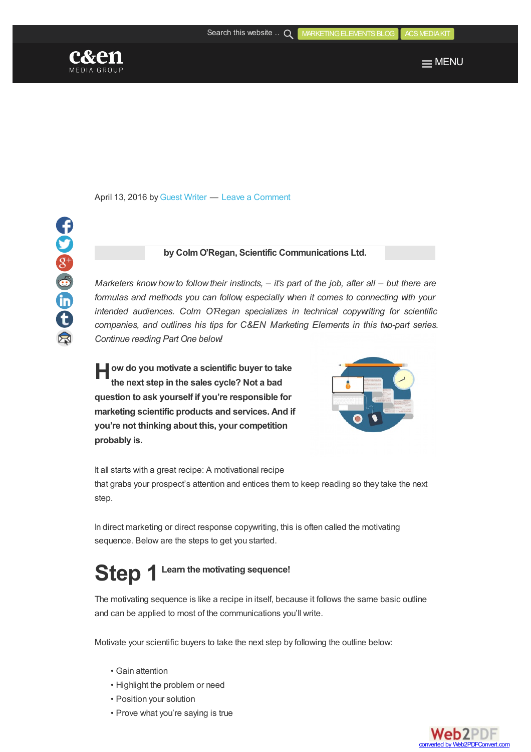April 13, 2016 by Guest Writer — Leave a Comment

**by Colm O'Regan, Scientific Communications Ltd.**

*Marketers know how to follow their instincts, – it's part of the job, after all – but there are formulas and methods you can follow, especially when it comes to connecting with your intended audiences. Colm O'Regan specializes in technical copywriting for scientific companies, and outlines his tips for C&EN Marketing Elements in this two-part series. Continue reading Part One below!*

**How do you motivate a scientific buyer to take the next step in the sales cycle? Not a bad question to ask yourself if you're responsible for marketing scientific products and services. And if you're not thinking about this, your competition probably is.**

It all starts with a great recipe: A motivational recipe that grabs your prospect's attention and entices them to keep reading so they take the next step.

In direct marketing or direct response copywriting, this is often called the motivating sequence. Below are the steps to get you started.

## Step 1 Learn the motivating sequence!

The motivating sequence is like a recipe in itself, because it follows the same basic outline and can be applied to most of the communications you'll write.

Motivate your scientific buyers to take the next step by following the outline below:

- Gain attention
- Highlight the problem or need
- Position your solution
- Prove what you're saying is true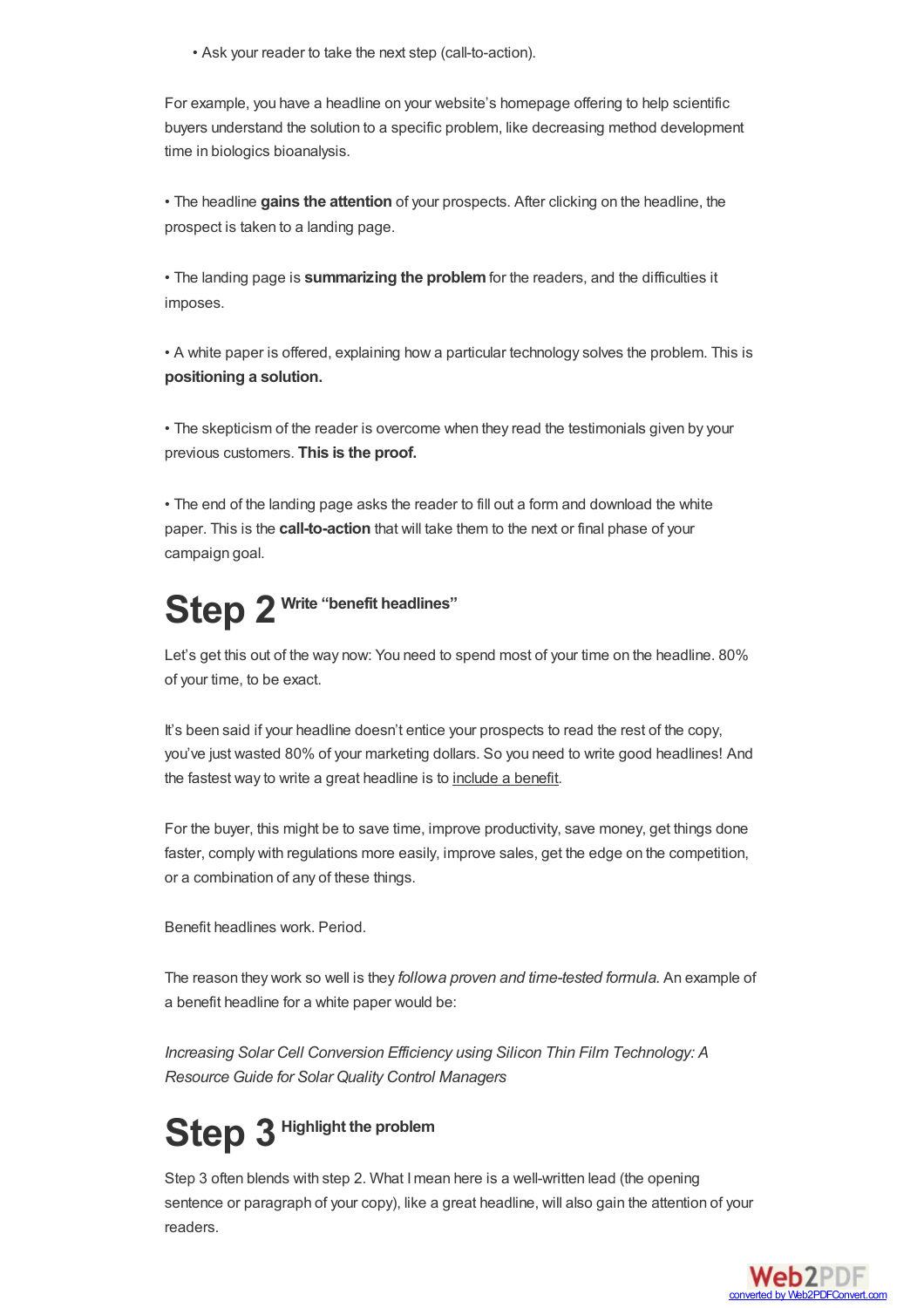- Ask your reader to take the next step (call-to-action).

For example, you have a headline on your website's homepage offering to help scientific buyers understand the solution to a specific problem, like decreasing method development time in biologics bioanalysis.

- The headline **gains the attention** of your prospects. After clicking on the headline, the prospect is taken to a landing page.

- The landing page is **summarizing the problem** for the readers, and the difficulties it imposes.

- A white paper is offered, explaining how a particular technology solves the problem. This is **positioning a solution.**

- The skepticism of the reader is overcome when they read the testimonials given by your previous customers. **This is the proof.**

- The end of the landing page asks the reader to fill out a form and download the white paper. This is the **call-to-action** that will take them to the next or final phase of your campaign goal.

## Step 2 Write "benefit headlines"

Let's get this out of the way now: You need to spend most of your time on the headline. 80% of your time, to be exact.

It's been said if your headline doesn't entice your prospects to read the rest of the copy, you've just wasted 80% of your marketing dollars. So you need to write good headlines! And the fastest way to write a great headline is to include a benefit.

For the buyer, this might be to save time, improve productivity, save money, get things done faster, comply with regulations more easily, improve sales, get the edge on the competition, or a combination of any of these things.

Benefit headlines work. Period.

The reason they work so well is they *followa proven and time-tested formula*. An example of a benefit headline for a white paper would be:

*Increasing Solar Cell Conversion Efficiency using Silicon Thin Film Technology: A Resource Guide for Solar Quality Control Managers*

## Step 3 Highlight the problem

Step 3 often blends with step 2. What I mean here is a well-written lead (the opening sentence or paragraph of your copy), like a great headline, will also gain the attention of your readers.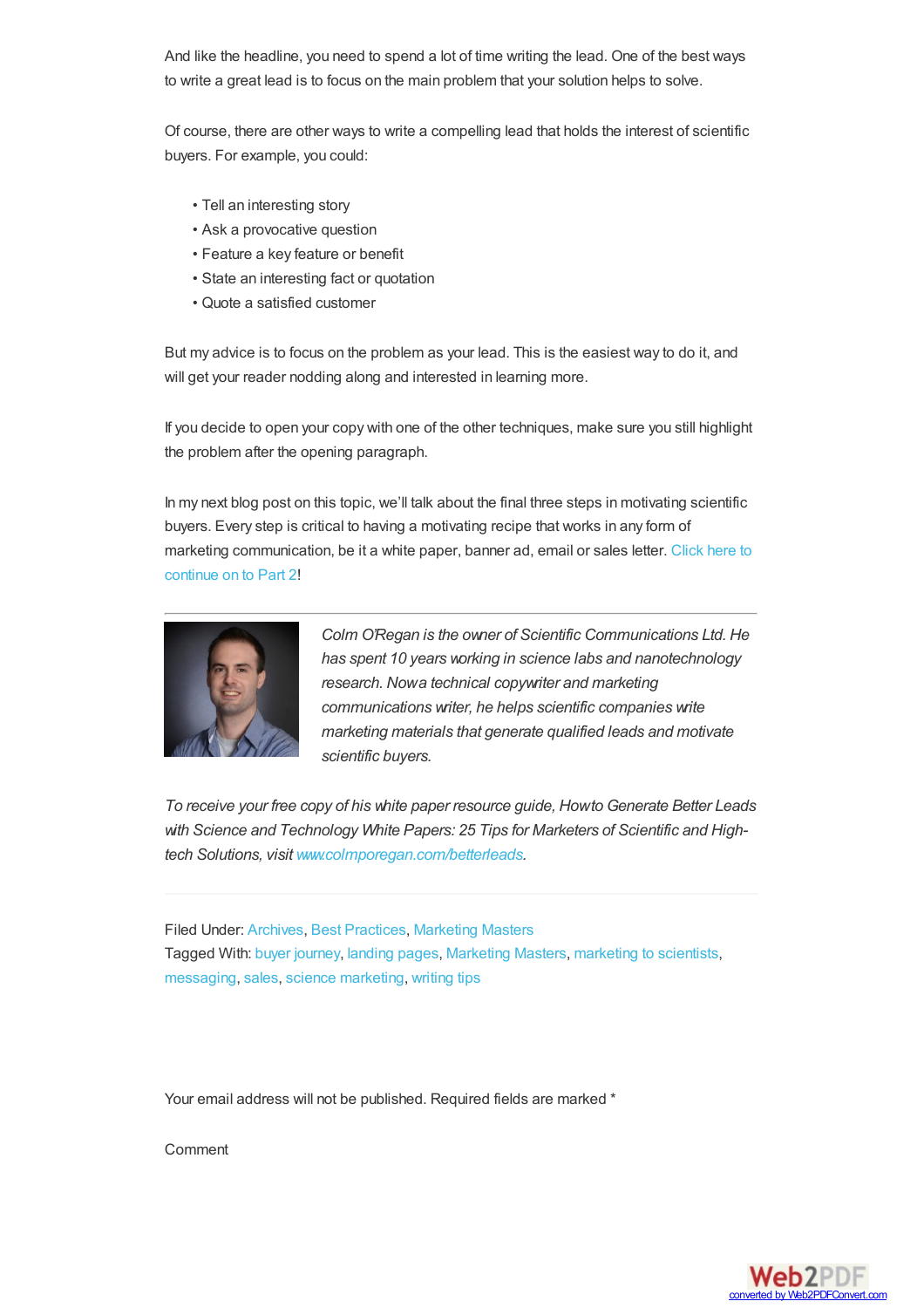And like the headline, you need to spend a lot of time writing the lead. One of the best ways to write a great lead is to focus on the main problem that your solution helps to solve.

Of course, there are other ways to write a compelling lead that holds the interest of scientific buyers. For example, you could:

- Tell an interesting story
- Ask a provocative question
- Feature a key feature or benefit
- State an interesting fact or quotation
- Quote a satisfied customer

But my advice is to focus on the problem as your lead. This is the easiest way to do it, and will get your reader nodding along and interested in learning more.

If you decide to open your copy with one of the other techniques, make sure you still highlight the problem after the opening paragraph.

In my next blog post on this topic, we'll talk about the final three steps in motivating scientific buyers. Every step is critical to having a motivating recipe that works in any form of marketing communication, be it a white paper, banner ad, email or sales letter. Click here to continue on to Part 2!

---

*Colm O'Regan is the owner of Scientific Communications Ltd. He has spent 10 years working in science labs and nanotechnology research. Now a technical copywriter and marketing communications writer, he helps scientific companies write marketing materials that generate qualified leads and motivate scientific buyers.*

*To receive your free copy of his white paper resource guide, How to Generate Better Leads with Science and Technology White Papers: 25 Tips for Marketers of Scientific and High-tech Solutions, visit www.colmporegan.com/betterleads.*

---

Filed Under: Archives, Best Practices, Marketing Masters
Tagged With: buyer journey, landing pages, Marketing Masters, marketing to scientists, messaging, sales, science marketing, writing tips

Your email address will not be published. Required fields are marked *

Comment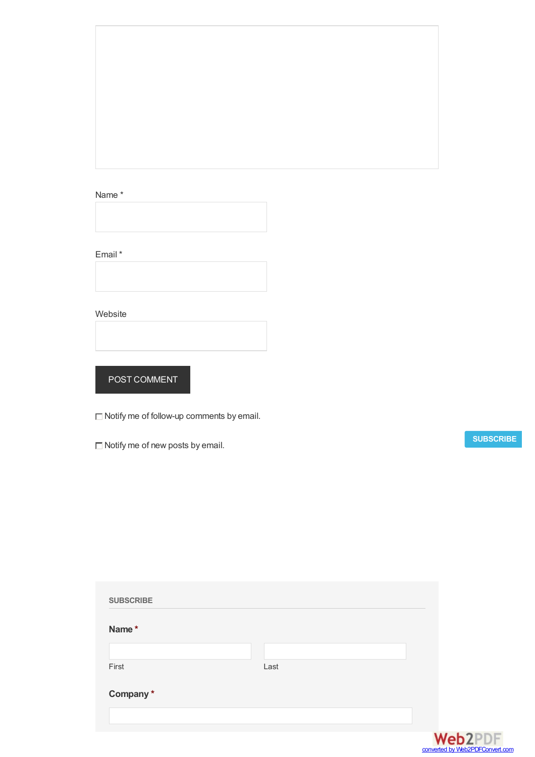Name *

Email *

Website

POST COMMENT

- [ ] Notify me of follow-up comments by email.
- [ ] Notify me of new posts by email.

SUBSCRIBE

SUBSCRIBE

**Name** *

First

Last

**Company** *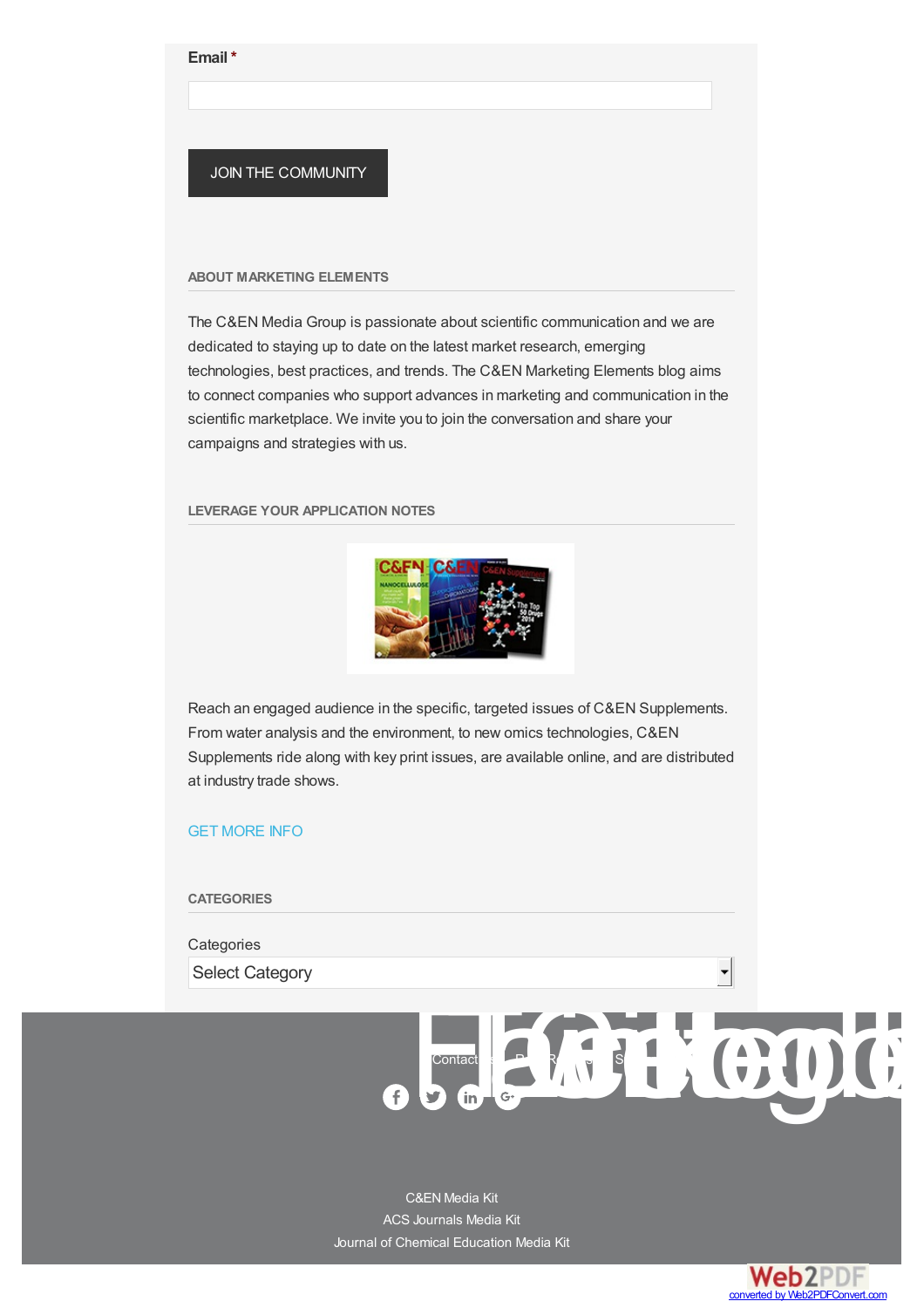**Email** *

JOIN THE COMMUNITY

### ABOUT MARKETING ELEMENTS

The C&EN Media Group is passionate about scientific communication and we are dedicated to staying up to date on the latest market research, emerging technologies, best practices, and trends. The C&EN Marketing Elements blog aims to connect companies who support advances in marketing and communication in the scientific marketplace. We invite you to join the conversation and share your campaigns and strategies with us.

### LEVERAGE YOUR APPLICATION NOTES

Reach an engaged audience in the specific, targeted issues of C&EN Supplements. From water analysis and the environment, to new omics technologies, C&EN Supplements ride along with key print issues, are available online, and are distributed at industry trade shows.

GET MORE INFO

### CATEGORIES

Categories

Select Category

Contact

C&EN Media Kit

ACS Journals Media Kit

Journal of Chemical Education Media Kit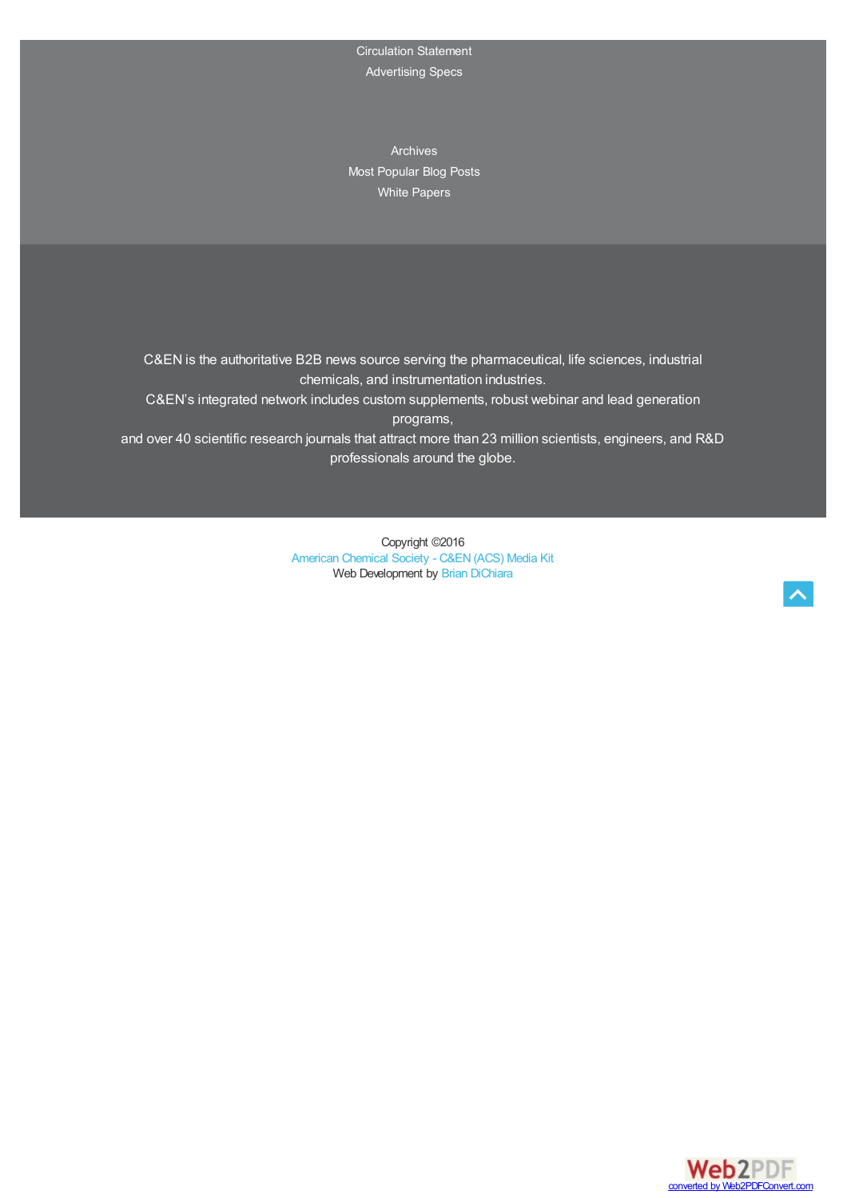Circulation Statement

Advertising Specs

Archives

Most Popular Blog Posts

White Papers

C&EN is the authoritative B2B news source serving the pharmaceutical, life sciences, industrial chemicals, and instrumentation industries.
C&EN's integrated network includes custom supplements, robust webinar and lead generation programs,
and over 40 scientific research journals that attract more than 23 million scientists, engineers, and R&D professionals around the globe.

Copyright ©2016
American Chemical Society - C&EN (ACS) Media Kit
Web Development by Brian DiChiara